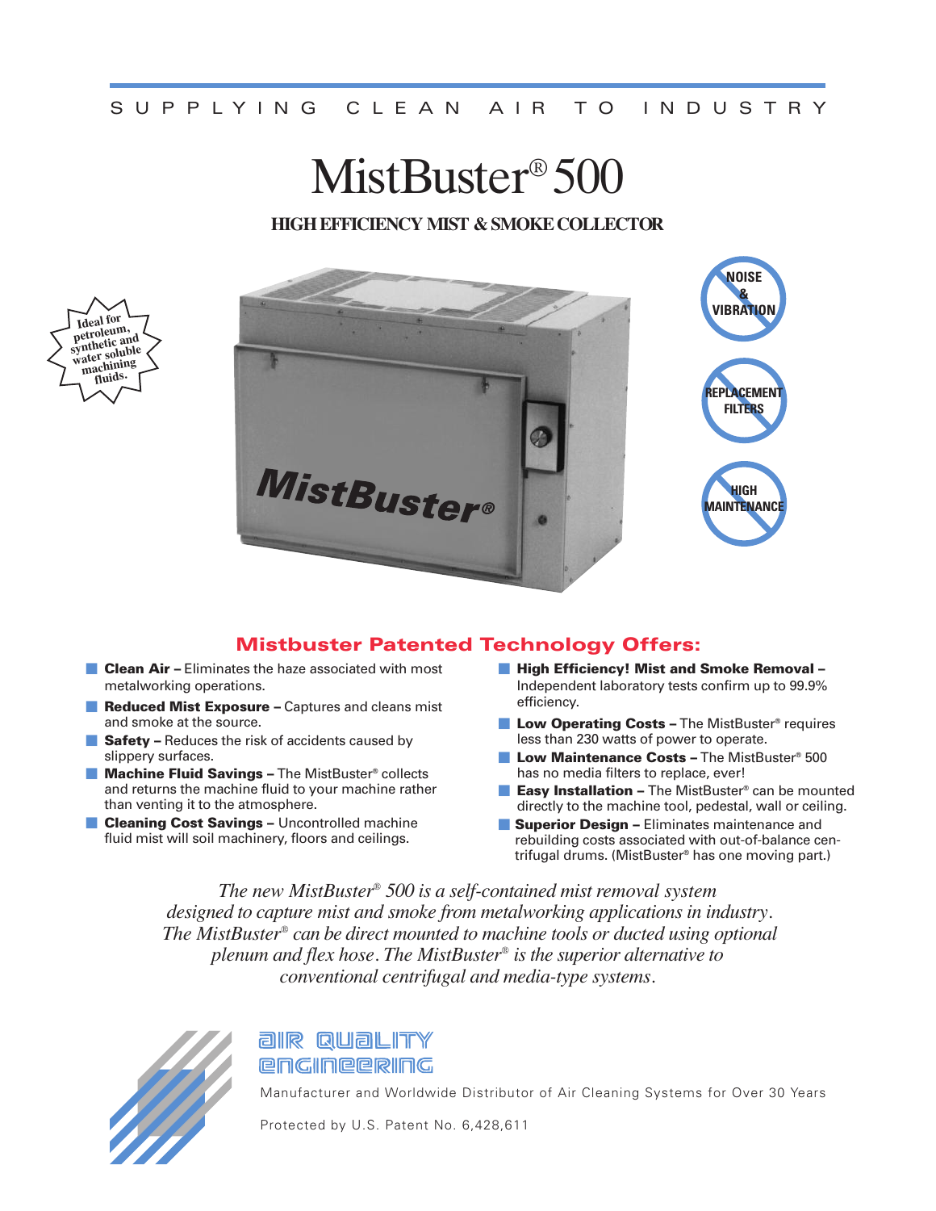SUPPLYING CLEAN AIR TO INDUSTRY

# MistBuster® 500

## HIGH EFFICIENCY MIST & SMOKE COLLECTOR

Ideal for petroleum, synthetic and water soluble machining fluids.

NOISE & VIBRATION

REPLACEMENT FILTERS

HIGH MAINTENANCE

## Mistbuster Patented Technology Offers:

- **Clean Air –** Eliminates the haze associated with most metalworking operations.
- **Reduced Mist Exposure –** Captures and cleans mist and smoke at the source.
- **Safety –** Reduces the risk of accidents caused by slippery surfaces.
- **Machine Fluid Savings –** The MistBuster® collects and returns the machine fluid to your machine rather than venting it to the atmosphere.
- **Cleaning Cost Savings –** Uncontrolled machine fluid mist will soil machinery, floors and ceilings.
- **High Efficiency! Mist and Smoke Removal –** Independent laboratory tests confirm up to 99.9% efficiency.
- **Low Operating Costs –** The MistBuster® requires less than 230 watts of power to operate.
- **Low Maintenance Costs –** The MistBuster® 500 has no media filters to replace, ever!
- **Easy Installation –** The MistBuster® can be mounted directly to the machine tool, pedestal, wall or ceiling.
- **Superior Design –** Eliminates maintenance and rebuilding costs associated with out-of-balance centrifugal drums. (MistBuster® has one moving part.)

*The new MistBuster® 500 is a self-contained mist removal system designed to capture mist and smoke from metalworking applications in industry. The MistBuster® can be direct mounted to machine tools or ducted using optional plenum and flex hose. The MistBuster® is the superior alternative to conventional centrifugal and media-type systems.*

AIR QUALITY ENGINEERING

Manufacturer and Worldwide Distributor of Air Cleaning Systems for Over 30 Years

Protected by U.S. Patent No. 6,428,611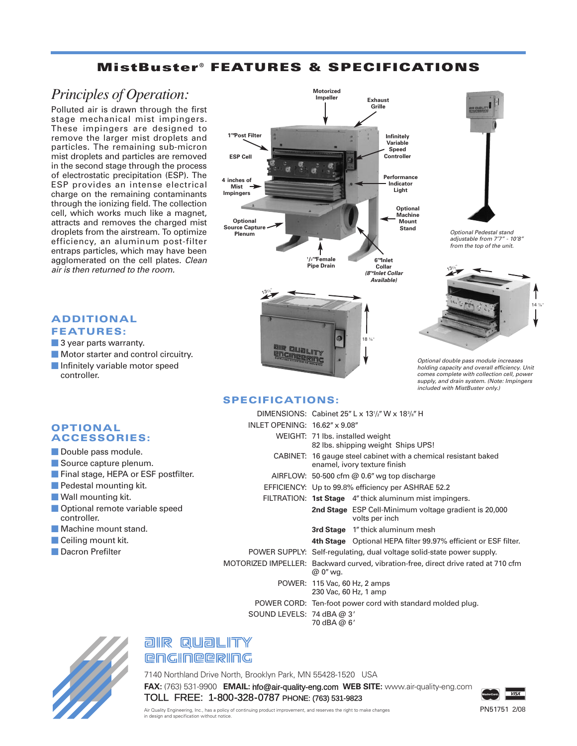# MistBuster® FEATURES & SPECIFICATIONS

## *Principles of Operation:*

Polluted air is drawn through the first stage mechanical mist impingers. These impingers are designed to remove the larger mist droplets and particles. The remaining sub-micron mist droplets and particles are removed in the second stage through the process of electrostatic precipitation (ESP). The ESP provides an intense electrical charge on the remaining contaminants through the ionizing field. The collection cell, which works much like a magnet, attracts and removes the charged mist droplets from the airstream. To optimize efficiency, an aluminum post-filter entraps particles, which may have been agglomerated on the cell plates. *Clean air is then returned to the room.*

Motorized Impeller

Exhaust Grille

1" Post Filter

ESP Cell

4 inches of Mist Impingers

Infinitely Variable Speed Controller

Performance Indicator Light

Optional Machine Mount Stand

Optional Source Capture Plenum

1/2" Female Pipe Drain

6" Inlet Collar *(8" Inlet Collar Available)*

*Optional Pedestal stand adjustable from 7'7" - 10'8" from the top of the unit.*

13½"

18 ¾"

14 ⅞"

*Optional double pass module increases holding capacity and overall efficiency. Unit comes complete with collection cell, power supply, and drain system. (Note: Impingers included with MistBuster only.)*

## ADDITIONAL FEATURES:

- 3 year parts warranty.
- Motor starter and control circuitry.
- Infinitely variable motor speed controller.

## OPTIONAL ACCESSORIES:

- Double pass module.
- Source capture plenum.
- Final stage, HEPA or ESF postfilter.
- Pedestal mounting kit.
- Wall mounting kit.
- Optional remote variable speed controller.
- Machine mount stand.
- Ceiling mount kit.
- Dacron Prefilter

## SPECIFICATIONS:

| | |
|---|---|
| DIMENSIONS: | Cabinet 25" L x 13½" W x 18⅜" H |
| INLET OPENING: | 16.62" x 9.08" |
| WEIGHT: | 71 lbs. installed weight<br>82 lbs. shipping weight Ships UPS! |
| CABINET: | 16 gauge steel cabinet with a chemical resistant baked enamel, ivory texture finish |
| AIRFLOW: | 50-500 cfm @ 0.6" wg top discharge |
| EFFICIENCY: | Up to 99.8% efficiency per ASHRAE 52.2 |
| FILTRATION: | **1st Stage** 4" thick aluminum mist impingers.<br>**2nd Stage** ESP Cell-Minimum voltage gradient is 20,000 volts per inch<br>**3rd Stage** 1" thick aluminum mesh<br>**4th Stage** Optional HEPA filter 99.97% efficient or ESF filter. |
| POWER SUPPLY: | Self-regulating, dual voltage solid-state power supply. |
| MOTORIZED IMPELLER: | Backward curved, vibration-free, direct drive rated at 710 cfm @ 0" wg. |
| POWER: | 115 Vac, 60 Hz, 2 amps<br>230 Vac, 60 Hz, 1 amp |
| POWER CORD: | Ten-foot power cord with standard molded plug. |
| SOUND LEVELS: | 74 dBA @ 3'<br>70 dBA @ 6' |

AIR QUALITY ENGINEERING

7140 Northland Drive North, Brooklyn Park, MN 55428-1520 USA

**FAX:** (763) 531-9900 **EMAIL:** info@air-quality-eng.com **WEB SITE:** www.air-quality-eng.com

TOLL FREE: 1-800-328-0787 PHONE: (763) 531-9823

Air Quality Engineering, Inc., has a policy of continuing product improvement, and reserves the right to make changes in design and specification without notice.

PN51751 2/08